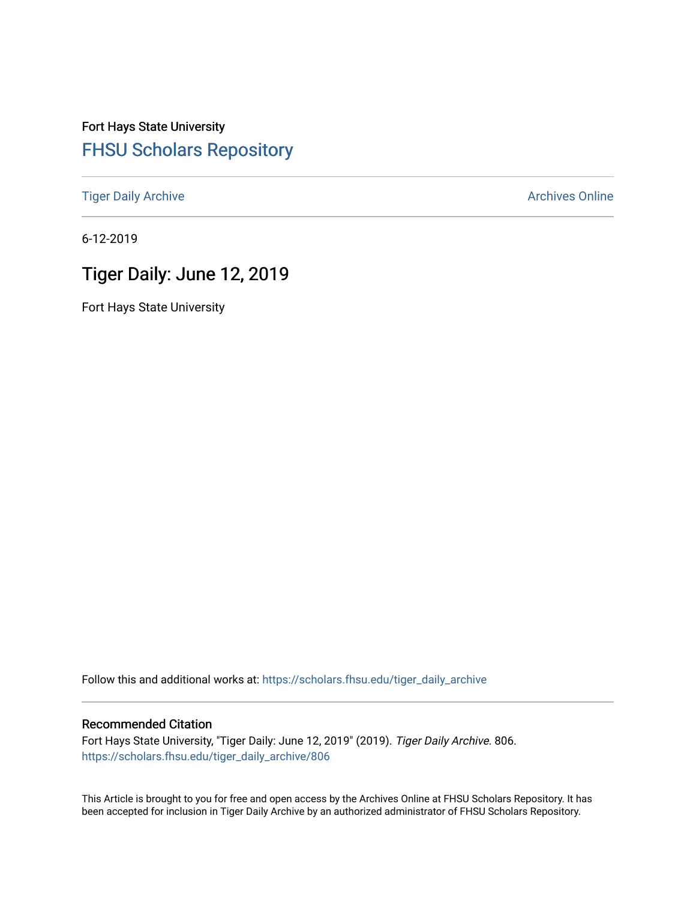Fort Hays State University

FHSU Scholars Repository

Tiger Daily Archive

Archives Online

6-12-2019

# Tiger Daily: June 12, 2019

Fort Hays State University

Follow this and additional works at: https://scholars.fhsu.edu/tiger_daily_archive

## Recommended Citation

Fort Hays State University, "Tiger Daily: June 12, 2019" (2019). *Tiger Daily Archive*. 806.
https://scholars.fhsu.edu/tiger_daily_archive/806

This Article is brought to you for free and open access by the Archives Online at FHSU Scholars Repository. It has been accepted for inclusion in Tiger Daily Archive by an authorized administrator of FHSU Scholars Repository.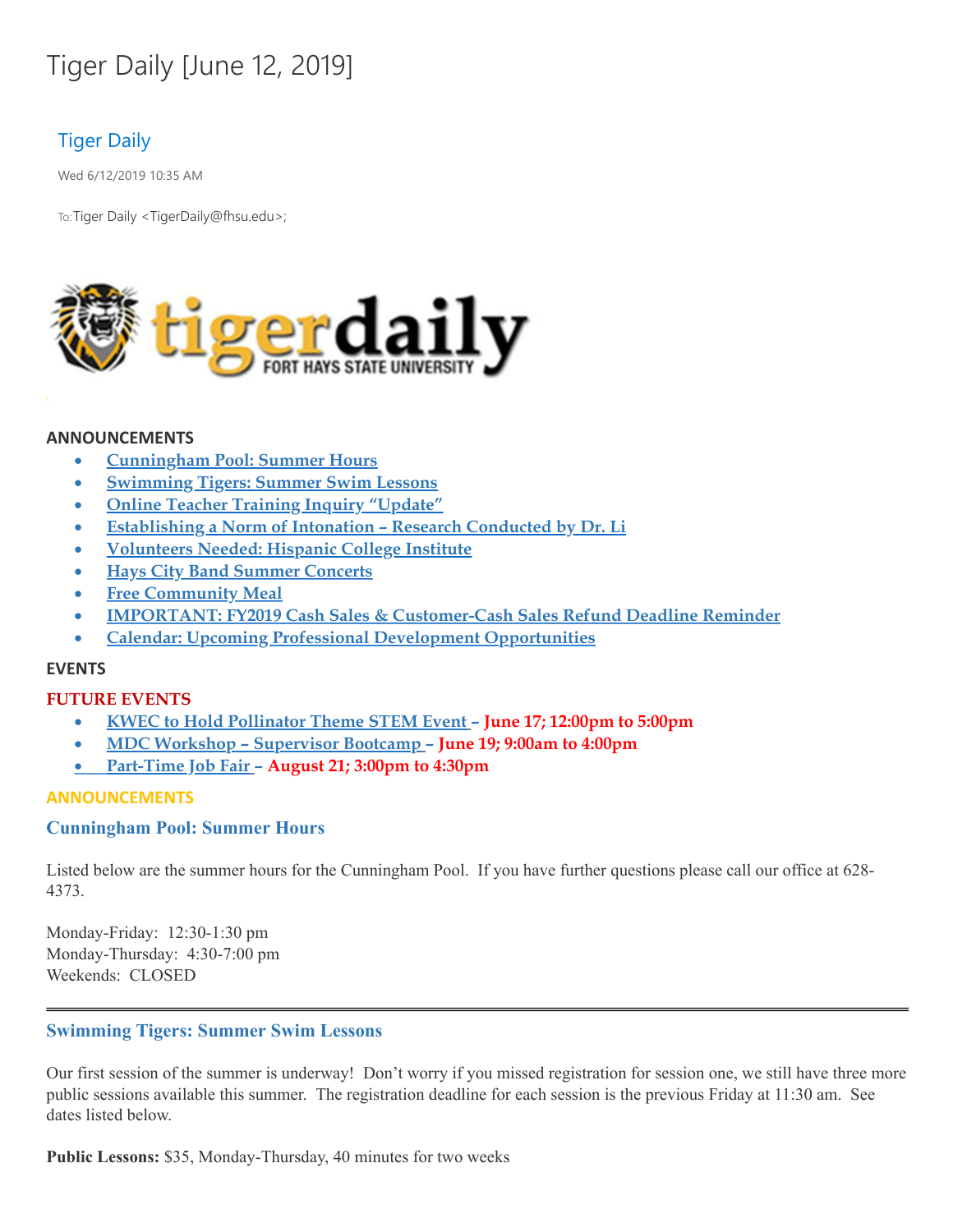# Tiger Daily [June 12, 2019]

Tiger Daily

Wed 6/12/2019 10:35 AM

To: Tiger Daily <TigerDaily@fhsu.edu>;

tigerdaily FORT HAYS STATE UNIVERSITY

**ANNOUNCEMENTS**

- Cunningham Pool: Summer Hours
- Swimming Tigers: Summer Swim Lessons
- Online Teacher Training Inquiry "Update"
- Establishing a Norm of Intonation – Research Conducted by Dr. Li
- Volunteers Needed: Hispanic College Institute
- Hays City Band Summer Concerts
- Free Community Meal
- IMPORTANT: FY2019 Cash Sales & Customer-Cash Sales Refund Deadline Reminder
- Calendar: Upcoming Professional Development Opportunities

**EVENTS**

**FUTURE EVENTS**

- KWEC to Hold Pollinator Theme STEM Event – **June 17; 12:00pm to 5:00pm**
- MDC Workshop – Supervisor Bootcamp – **June 19; 9:00am to 4:00pm**
- Part-Time Job Fair – **August 21; 3:00pm to 4:30pm**

**ANNOUNCEMENTS**

### Cunningham Pool: Summer Hours

Listed below are the summer hours for the Cunningham Pool. If you have further questions please call our office at 628-4373.

Monday-Friday: 12:30-1:30 pm
Monday-Thursday: 4:30-7:00 pm
Weekends: CLOSED

---

### Swimming Tigers: Summer Swim Lessons

Our first session of the summer is underway! Don't worry if you missed registration for session one, we still have three more public sessions available this summer. The registration deadline for each session is the previous Friday at 11:30 am. See dates listed below.

**Public Lessons:** $35, Monday-Thursday, 40 minutes for two weeks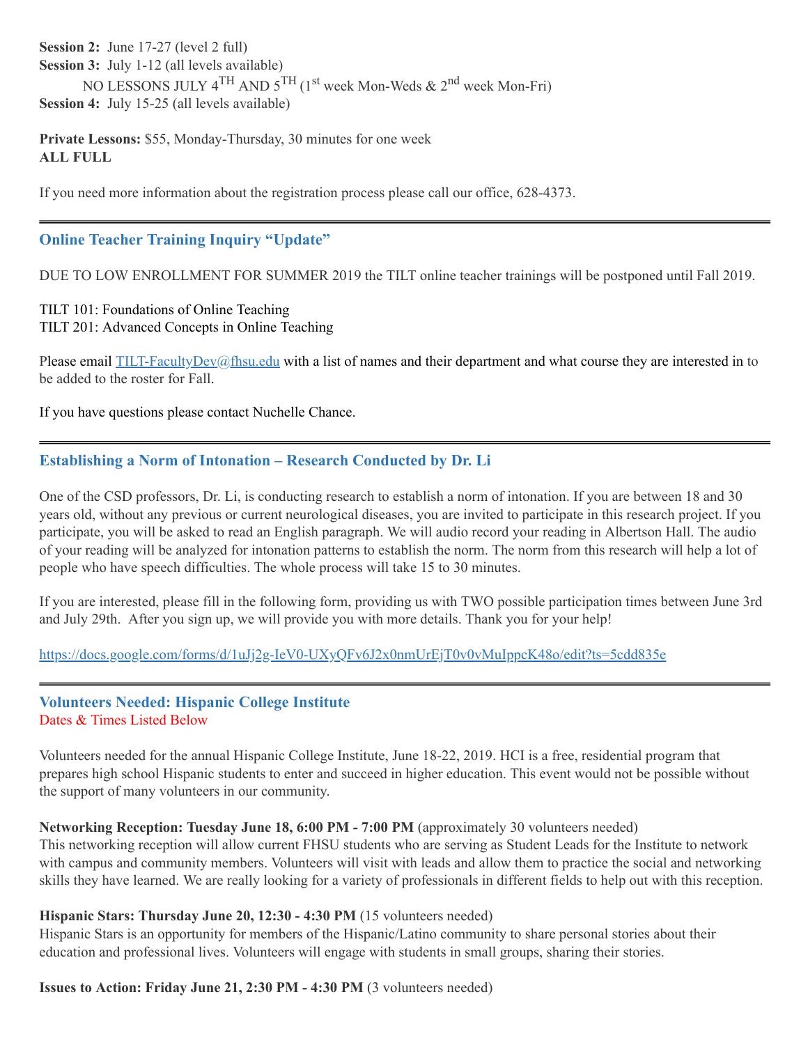**Session 2:** June 17-27 (level 2 full)
**Session 3:** July 1-12 (all levels available)
NO LESSONS JULY 4TH AND 5TH (1st week Mon-Weds & 2nd week Mon-Fri)
**Session 4:** July 15-25 (all levels available)

**Private Lessons:** $55, Monday-Thursday, 30 minutes for one week
**ALL FULL**

If you need more information about the registration process please call our office, 628-4373.

---

## Online Teacher Training Inquiry "Update"

DUE TO LOW ENROLLMENT FOR SUMMER 2019 the TILT online teacher trainings will be postponed until Fall 2019.

TILT 101: Foundations of Online Teaching
TILT 201: Advanced Concepts in Online Teaching

Please email TILT-FacultyDev@fhsu.edu with a list of names and their department and what course they are interested in to be added to the roster for Fall.

If you have questions please contact Nuchelle Chance.

---

## Establishing a Norm of Intonation – Research Conducted by Dr. Li

One of the CSD professors, Dr. Li, is conducting research to establish a norm of intonation. If you are between 18 and 30 years old, without any previous or current neurological diseases, you are invited to participate in this research project. If you participate, you will be asked to read an English paragraph. We will audio record your reading in Albertson Hall. The audio of your reading will be analyzed for intonation patterns to establish the norm. The norm from this research will help a lot of people who have speech difficulties. The whole process will take 15 to 30 minutes.

If you are interested, please fill in the following form, providing us with TWO possible participation times between June 3rd and July 29th. After you sign up, we will provide you with more details. Thank you for your help!

https://docs.google.com/forms/d/1uJj2g-IeV0-UXyQFv6J2x0nmUrEjT0v0vMuIppcK48o/edit?ts=5cdd835e

---

## Volunteers Needed: Hispanic College Institute

Dates & Times Listed Below

Volunteers needed for the annual Hispanic College Institute, June 18-22, 2019. HCI is a free, residential program that prepares high school Hispanic students to enter and succeed in higher education. This event would not be possible without the support of many volunteers in our community.

**Networking Reception: Tuesday June 18, 6:00 PM - 7:00 PM** (approximately 30 volunteers needed)
This networking reception will allow current FHSU students who are serving as Student Leads for the Institute to network with campus and community members. Volunteers will visit with leads and allow them to practice the social and networking skills they have learned. We are really looking for a variety of professionals in different fields to help out with this reception.

**Hispanic Stars: Thursday June 20, 12:30 - 4:30 PM** (15 volunteers needed)
Hispanic Stars is an opportunity for members of the Hispanic/Latino community to share personal stories about their education and professional lives. Volunteers will engage with students in small groups, sharing their stories.

**Issues to Action: Friday June 21, 2:30 PM - 4:30 PM** (3 volunteers needed)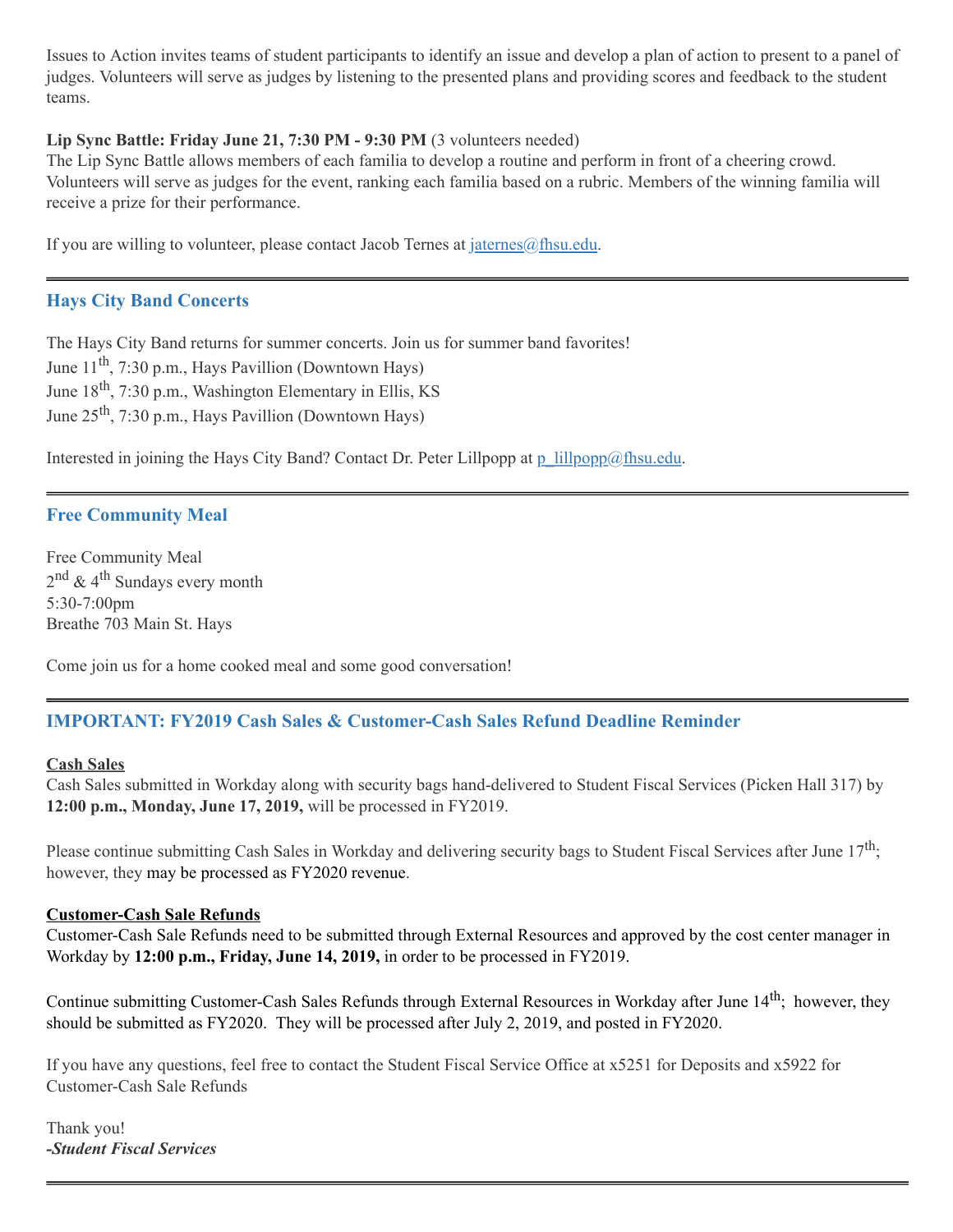Issues to Action invites teams of student participants to identify an issue and develop a plan of action to present to a panel of judges. Volunteers will serve as judges by listening to the presented plans and providing scores and feedback to the student teams.

**Lip Sync Battle: Friday June 21, 7:30 PM - 9:30 PM** (3 volunteers needed)
The Lip Sync Battle allows members of each familia to develop a routine and perform in front of a cheering crowd. Volunteers will serve as judges for the event, ranking each familia based on a rubric. Members of the winning familia will receive a prize for their performance.

If you are willing to volunteer, please contact Jacob Ternes at jaternes@fhsu.edu.

---

## Hays City Band Concerts

The Hays City Band returns for summer concerts. Join us for summer band favorites!
June 11th, 7:30 p.m., Hays Pavillion (Downtown Hays)
June 18th, 7:30 p.m., Washington Elementary in Ellis, KS
June 25th, 7:30 p.m., Hays Pavillion (Downtown Hays)

Interested in joining the Hays City Band? Contact Dr. Peter Lillpopp at p_lillpopp@fhsu.edu.

---

## Free Community Meal

Free Community Meal
2nd & 4th Sundays every month
5:30-7:00pm
Breathe 703 Main St. Hays

Come join us for a home cooked meal and some good conversation!

---

## IMPORTANT: FY2019 Cash Sales & Customer-Cash Sales Refund Deadline Reminder

**Cash Sales**
Cash Sales submitted in Workday along with security bags hand-delivered to Student Fiscal Services (Picken Hall 317) by **12:00 p.m., Monday, June 17, 2019,** will be processed in FY2019.

Please continue submitting Cash Sales in Workday and delivering security bags to Student Fiscal Services after June 17th; however, they may be processed as FY2020 revenue.

**Customer-Cash Sale Refunds**
Customer-Cash Sale Refunds need to be submitted through External Resources and approved by the cost center manager in Workday by **12:00 p.m., Friday, June 14, 2019,** in order to be processed in FY2019.

Continue submitting Customer-Cash Sales Refunds through External Resources in Workday after June 14th; however, they should be submitted as FY2020. They will be processed after July 2, 2019, and posted in FY2020.

If you have any questions, feel free to contact the Student Fiscal Service Office at x5251 for Deposits and x5922 for Customer-Cash Sale Refunds

Thank you!
***-Student Fiscal Services***

---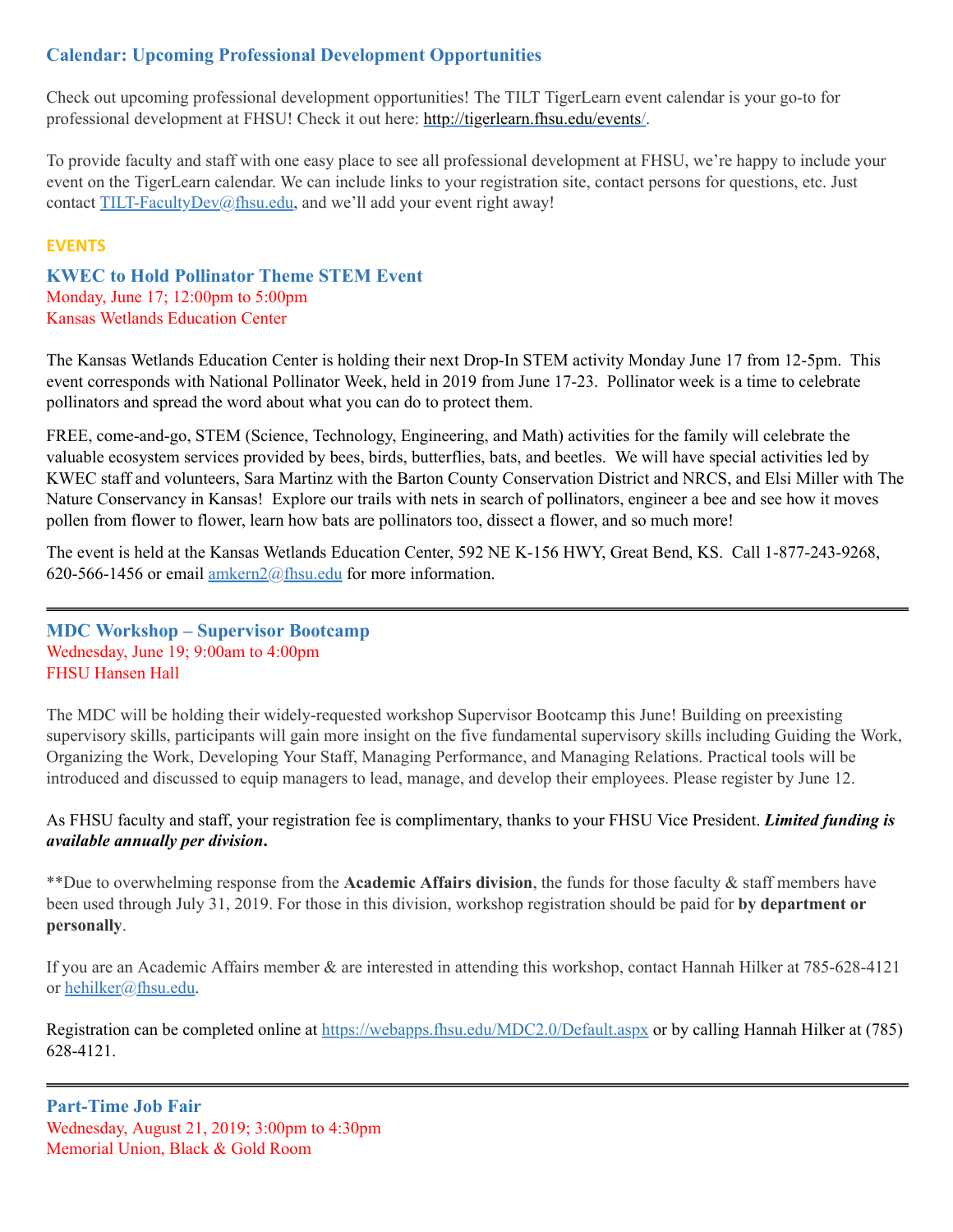## Calendar: Upcoming Professional Development Opportunities

Check out upcoming professional development opportunities! The TILT TigerLearn event calendar is your go-to for professional development at FHSU! Check it out here: http://tigerlearn.fhsu.edu/events/.

To provide faculty and staff with one easy place to see all professional development at FHSU, we're happy to include your event on the TigerLearn calendar. We can include links to your registration site, contact persons for questions, etc. Just contact TILT-FacultyDev@fhsu.edu, and we'll add your event right away!

**EVENTS**

### KWEC to Hold Pollinator Theme STEM Event

Monday, June 17; 12:00pm to 5:00pm
Kansas Wetlands Education Center

The Kansas Wetlands Education Center is holding their next Drop-In STEM activity Monday June 17 from 12-5pm. This event corresponds with National Pollinator Week, held in 2019 from June 17-23. Pollinator week is a time to celebrate pollinators and spread the word about what you can do to protect them.

FREE, come-and-go, STEM (Science, Technology, Engineering, and Math) activities for the family will celebrate the valuable ecosystem services provided by bees, birds, butterflies, bats, and beetles. We will have special activities led by KWEC staff and volunteers, Sara Martinz with the Barton County Conservation District and NRCS, and Elsi Miller with The Nature Conservancy in Kansas! Explore our trails with nets in search of pollinators, engineer a bee and see how it moves pollen from flower to flower, learn how bats are pollinators too, dissect a flower, and so much more!

The event is held at the Kansas Wetlands Education Center, 592 NE K-156 HWY, Great Bend, KS. Call 1-877-243-9268, 620-566-1456 or email amkern2@fhsu.edu for more information.

---

### MDC Workshop – Supervisor Bootcamp

Wednesday, June 19; 9:00am to 4:00pm
FHSU Hansen Hall

The MDC will be holding their widely-requested workshop Supervisor Bootcamp this June! Building on preexisting supervisory skills, participants will gain more insight on the five fundamental supervisory skills including Guiding the Work, Organizing the Work, Developing Your Staff, Managing Performance, and Managing Relations. Practical tools will be introduced and discussed to equip managers to lead, manage, and develop their employees. Please register by June 12.

As FHSU faculty and staff, your registration fee is complimentary, thanks to your FHSU Vice President. ***Limited funding is available annually per division.***

**Due to overwhelming response from the **Academic Affairs division**, the funds for those faculty & staff members have been used through July 31, 2019. For those in this division, workshop registration should be paid for **by department or personally**.

If you are an Academic Affairs member & are interested in attending this workshop, contact Hannah Hilker at 785-628-4121 or hehilker@fhsu.edu.

Registration can be completed online at https://webapps.fhsu.edu/MDC2.0/Default.aspx or by calling Hannah Hilker at (785) 628-4121.

---

### Part-Time Job Fair

Wednesday, August 21, 2019; 3:00pm to 4:30pm
Memorial Union, Black & Gold Room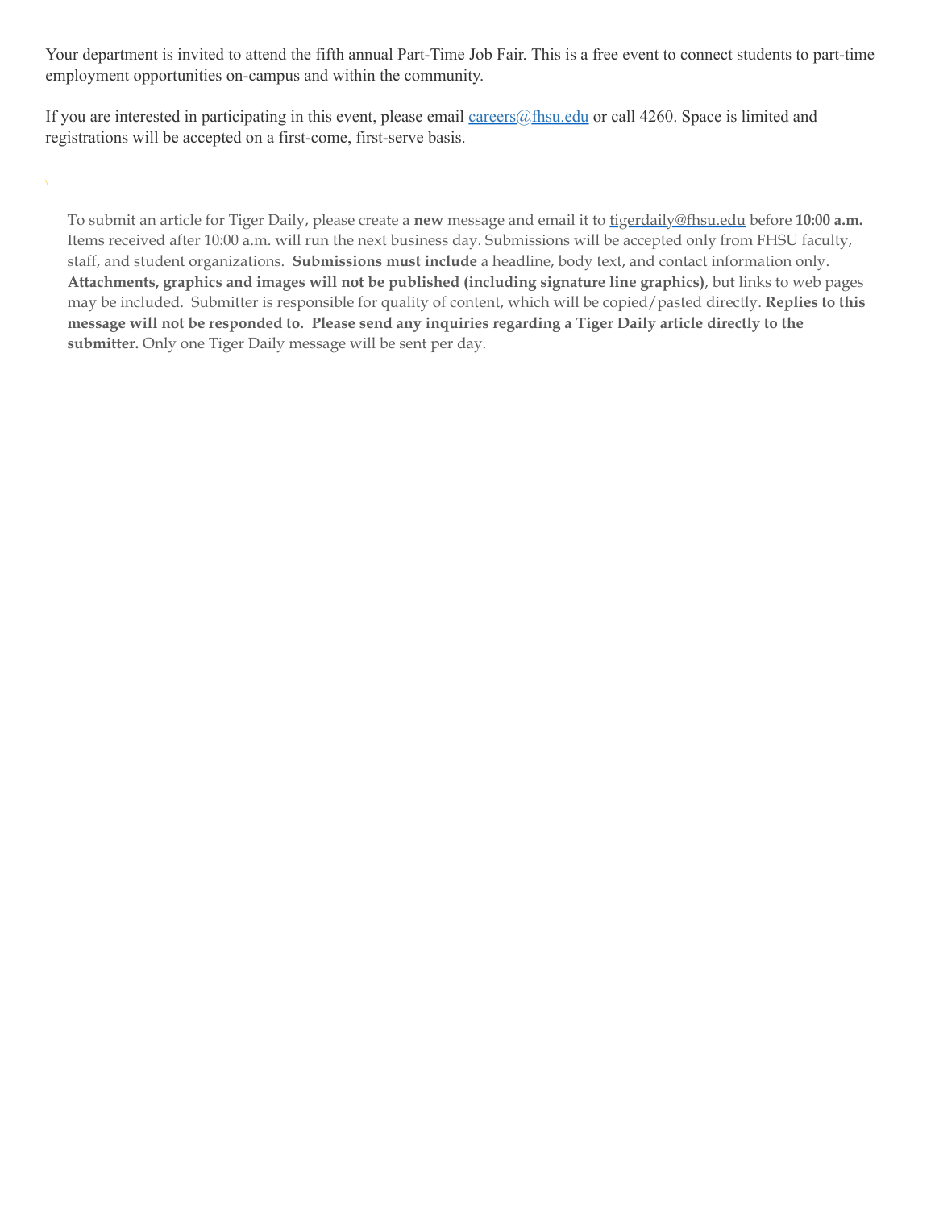Your department is invited to attend the fifth annual Part-Time Job Fair. This is a free event to connect students to part-time employment opportunities on-campus and within the community.

If you are interested in participating in this event, please email careers@fhsu.edu or call 4260. Space is limited and registrations will be accepted on a first-come, first-serve basis.

To submit an article for Tiger Daily, please create a **new** message and email it to tigerdaily@fhsu.edu before **10:00 a.m.** Items received after 10:00 a.m. will run the next business day. Submissions will be accepted only from FHSU faculty, staff, and student organizations. **Submissions must include** a headline, body text, and contact information only. **Attachments, graphics and images will not be published (including signature line graphics)**, but links to web pages may be included. Submitter is responsible for quality of content, which will be copied/pasted directly. **Replies to this message will not be responded to. Please send any inquiries regarding a Tiger Daily article directly to the submitter.** Only one Tiger Daily message will be sent per day.